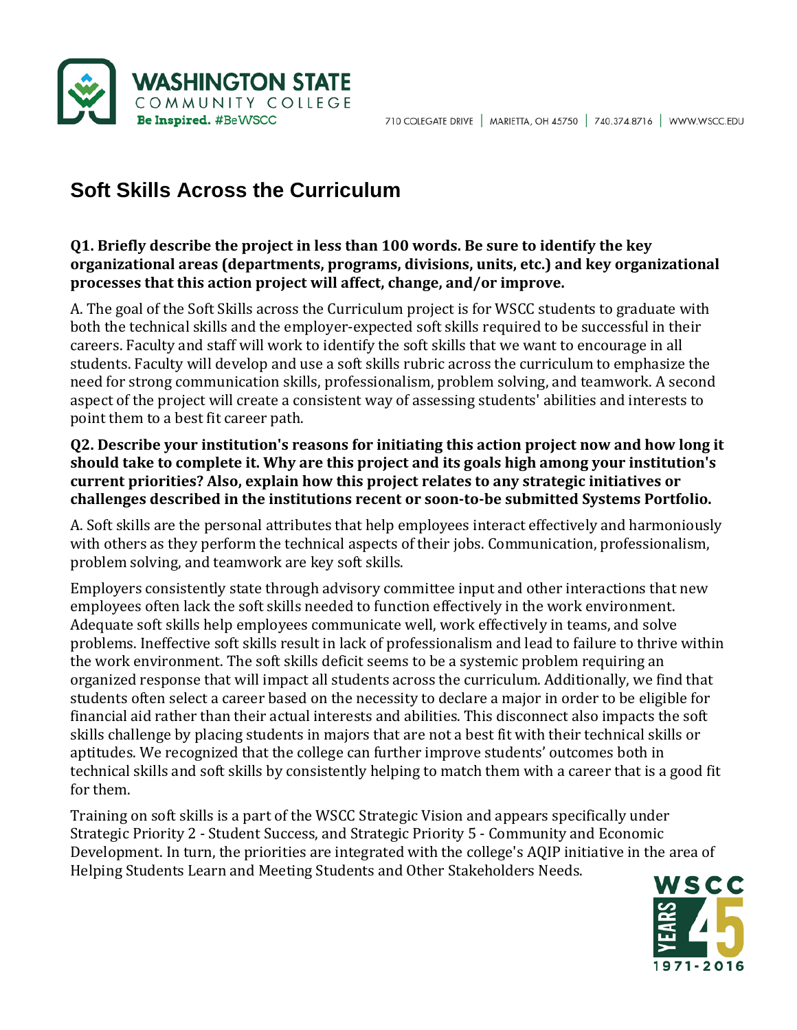# Soft Skills Across the Curriculum

**Q1. Briefly describe the project in less than 100 words. Be sure to identify the key organizational areas (departments, programs, divisions, units, etc.) and key organizational processes that this action project will affect, change, and/or improve.**

A. The goal of the Soft Skills across the Curriculum project is for WSCC students to graduate with both the technical skills and the employer-expected soft skills required to be successful in their careers. Faculty and staff will work to identify the soft skills that we want to encourage in all students. Faculty will develop and use a soft skills rubric across the curriculum to emphasize the need for strong communication skills, professionalism, problem solving, and teamwork. A second aspect of the project will create a consistent way of assessing students' abilities and interests to point them to a best fit career path.

**Q2. Describe your institution's reasons for initiating this action project now and how long it should take to complete it. Why are this project and its goals high among your institution's current priorities? Also, explain how this project relates to any strategic initiatives or challenges described in the institutions recent or soon-to-be submitted Systems Portfolio.**

A. Soft skills are the personal attributes that help employees interact effectively and harmoniously with others as they perform the technical aspects of their jobs. Communication, professionalism, problem solving, and teamwork are key soft skills.

Employers consistently state through advisory committee input and other interactions that new employees often lack the soft skills needed to function effectively in the work environment. Adequate soft skills help employees communicate well, work effectively in teams, and solve problems. Ineffective soft skills result in lack of professionalism and lead to failure to thrive within the work environment. The soft skills deficit seems to be a systemic problem requiring an organized response that will impact all students across the curriculum. Additionally, we find that students often select a career based on the necessity to declare a major in order to be eligible for financial aid rather than their actual interests and abilities. This disconnect also impacts the soft skills challenge by placing students in majors that are not a best fit with their technical skills or aptitudes. We recognized that the college can further improve students' outcomes both in technical skills and soft skills by consistently helping to match them with a career that is a good fit for them.

Training on soft skills is a part of the WSCC Strategic Vision and appears specifically under Strategic Priority 2 - Student Success, and Strategic Priority 5 - Community and Economic Development. In turn, the priorities are integrated with the college's AQIP initiative in the area of Helping Students Learn and Meeting Students and Other Stakeholders Needs.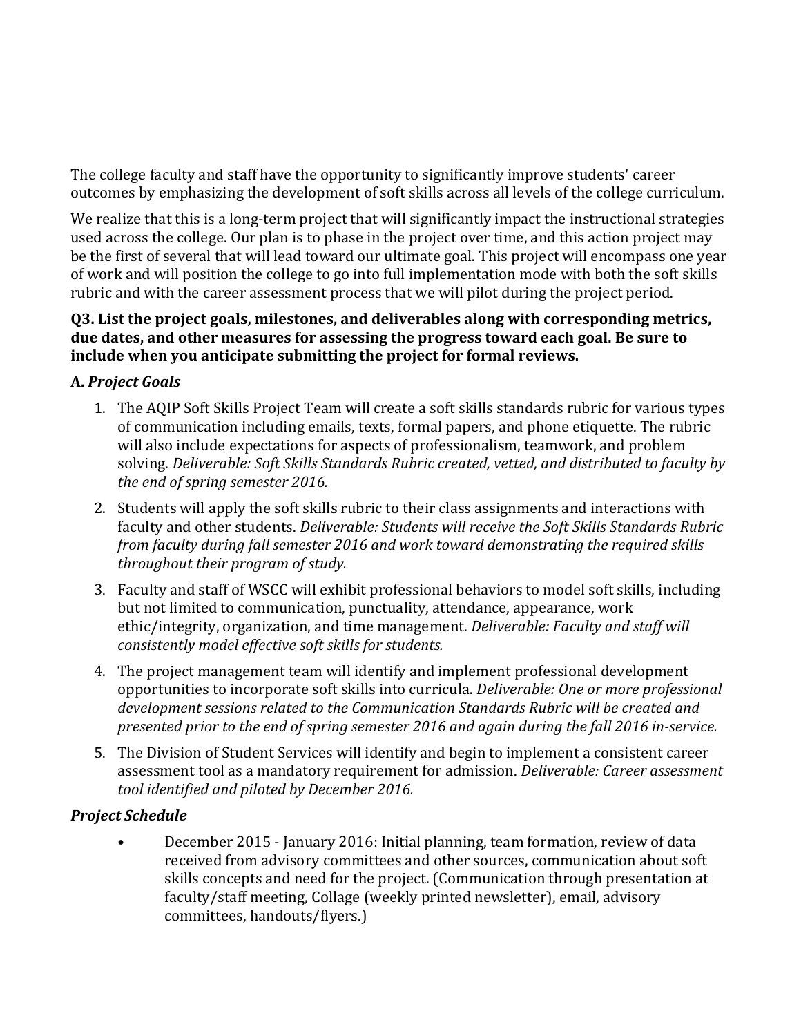The college faculty and staff have the opportunity to significantly improve students' career outcomes by emphasizing the development of soft skills across all levels of the college curriculum.

We realize that this is a long-term project that will significantly impact the instructional strategies used across the college. Our plan is to phase in the project over time, and this action project may be the first of several that will lead toward our ultimate goal. This project will encompass one year of work and will position the college to go into full implementation mode with both the soft skills rubric and with the career assessment process that we will pilot during the project period.

**Q3. List the project goals, milestones, and deliverables along with corresponding metrics, due dates, and other measures for assessing the progress toward each goal. Be sure to include when you anticipate submitting the project for formal reviews.**

**A. *Project Goals***

1. The AQIP Soft Skills Project Team will create a soft skills standards rubric for various types of communication including emails, texts, formal papers, and phone etiquette. The rubric will also include expectations for aspects of professionalism, teamwork, and problem solving. *Deliverable: Soft Skills Standards Rubric created, vetted, and distributed to faculty by the end of spring semester 2016.*
2. Students will apply the soft skills rubric to their class assignments and interactions with faculty and other students. *Deliverable: Students will receive the Soft Skills Standards Rubric from faculty during fall semester 2016 and work toward demonstrating the required skills throughout their program of study.*
3. Faculty and staff of WSCC will exhibit professional behaviors to model soft skills, including but not limited to communication, punctuality, attendance, appearance, work ethic/integrity, organization, and time management. *Deliverable: Faculty and staff will consistently model effective soft skills for students.*
4. The project management team will identify and implement professional development opportunities to incorporate soft skills into curricula. *Deliverable: One or more professional development sessions related to the Communication Standards Rubric will be created and presented prior to the end of spring semester 2016 and again during the fall 2016 in-service.*
5. The Division of Student Services will identify and begin to implement a consistent career assessment tool as a mandatory requirement for admission. *Deliverable: Career assessment tool identified and piloted by December 2016.*

***Project Schedule***

- December 2015 - January 2016: Initial planning, team formation, review of data received from advisory committees and other sources, communication about soft skills concepts and need for the project. (Communication through presentation at faculty/staff meeting, Collage (weekly printed newsletter), email, advisory committees, handouts/flyers.)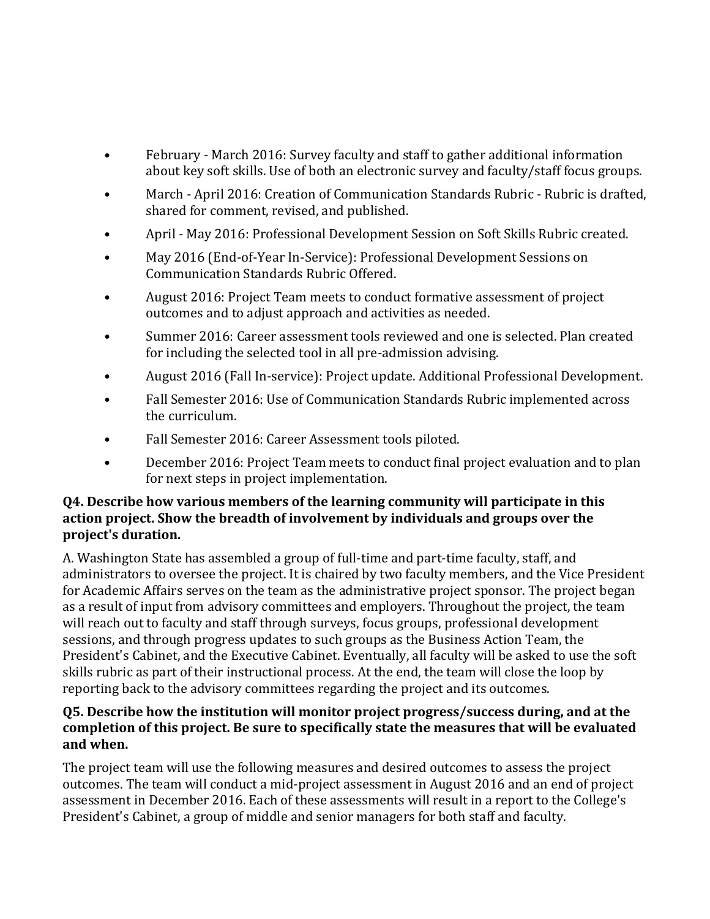- February - March 2016: Survey faculty and staff to gather additional information about key soft skills. Use of both an electronic survey and faculty/staff focus groups.
- March - April 2016: Creation of Communication Standards Rubric - Rubric is drafted, shared for comment, revised, and published.
- April - May 2016: Professional Development Session on Soft Skills Rubric created.
- May 2016 (End-of-Year In-Service): Professional Development Sessions on Communication Standards Rubric Offered.
- August 2016: Project Team meets to conduct formative assessment of project outcomes and to adjust approach and activities as needed.
- Summer 2016: Career assessment tools reviewed and one is selected. Plan created for including the selected tool in all pre-admission advising.
- August 2016 (Fall In-service): Project update. Additional Professional Development.
- Fall Semester 2016: Use of Communication Standards Rubric implemented across the curriculum.
- Fall Semester 2016: Career Assessment tools piloted.
- December 2016: Project Team meets to conduct final project evaluation and to plan for next steps in project implementation.

**Q4. Describe how various members of the learning community will participate in this action project. Show the breadth of involvement by individuals and groups over the project's duration.**

A. Washington State has assembled a group of full-time and part-time faculty, staff, and administrators to oversee the project. It is chaired by two faculty members, and the Vice President for Academic Affairs serves on the team as the administrative project sponsor. The project began as a result of input from advisory committees and employers. Throughout the project, the team will reach out to faculty and staff through surveys, focus groups, professional development sessions, and through progress updates to such groups as the Business Action Team, the President's Cabinet, and the Executive Cabinet. Eventually, all faculty will be asked to use the soft skills rubric as part of their instructional process. At the end, the team will close the loop by reporting back to the advisory committees regarding the project and its outcomes.

**Q5. Describe how the institution will monitor project progress/success during, and at the completion of this project. Be sure to specifically state the measures that will be evaluated and when.**

The project team will use the following measures and desired outcomes to assess the project outcomes. The team will conduct a mid-project assessment in August 2016 and an end of project assessment in December 2016. Each of these assessments will result in a report to the College's President's Cabinet, a group of middle and senior managers for both staff and faculty.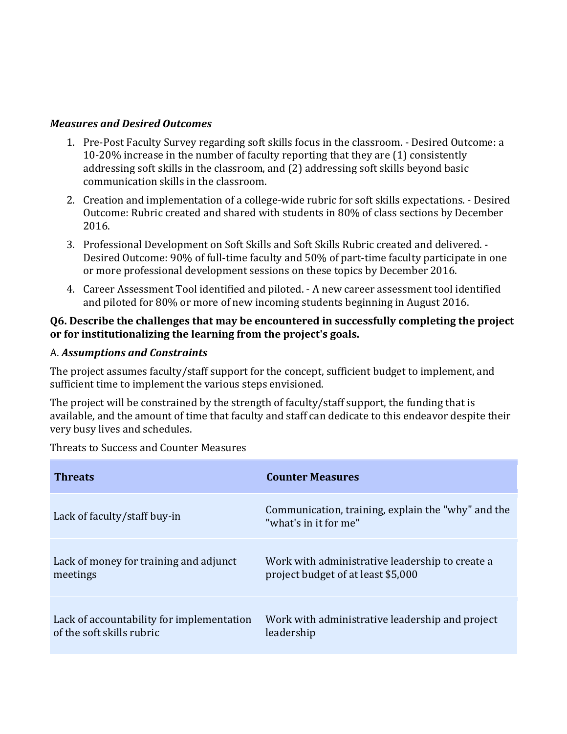***Measures and Desired Outcomes***

1. Pre-Post Faculty Survey regarding soft skills focus in the classroom. - Desired Outcome: a 10-20% increase in the number of faculty reporting that they are (1) consistently addressing soft skills in the classroom, and (2) addressing soft skills beyond basic communication skills in the classroom.
2. Creation and implementation of a college-wide rubric for soft skills expectations. - Desired Outcome: Rubric created and shared with students in 80% of class sections by December 2016.
3. Professional Development on Soft Skills and Soft Skills Rubric created and delivered. - Desired Outcome: 90% of full-time faculty and 50% of part-time faculty participate in one or more professional development sessions on these topics by December 2016.
4. Career Assessment Tool identified and piloted. - A new career assessment tool identified and piloted for 80% or more of new incoming students beginning in August 2016.

**Q6. Describe the challenges that may be encountered in successfully completing the project or for institutionalizing the learning from the project's goals.**

A. ***Assumptions and Constraints***

The project assumes faculty/staff support for the concept, sufficient budget to implement, and sufficient time to implement the various steps envisioned.

The project will be constrained by the strength of faculty/staff support, the funding that is available, and the amount of time that faculty and staff can dedicate to this endeavor despite their very busy lives and schedules.

Threats to Success and Counter Measures

| **Threats** | **Counter Measures** |
|---|---|
| Lack of faculty/staff buy-in | Communication, training, explain the "why" and the "what's in it for me" |
| Lack of money for training and adjunct meetings | Work with administrative leadership to create a project budget of at least $5,000 |
| Lack of accountability for implementation of the soft skills rubric | Work with administrative leadership and project leadership |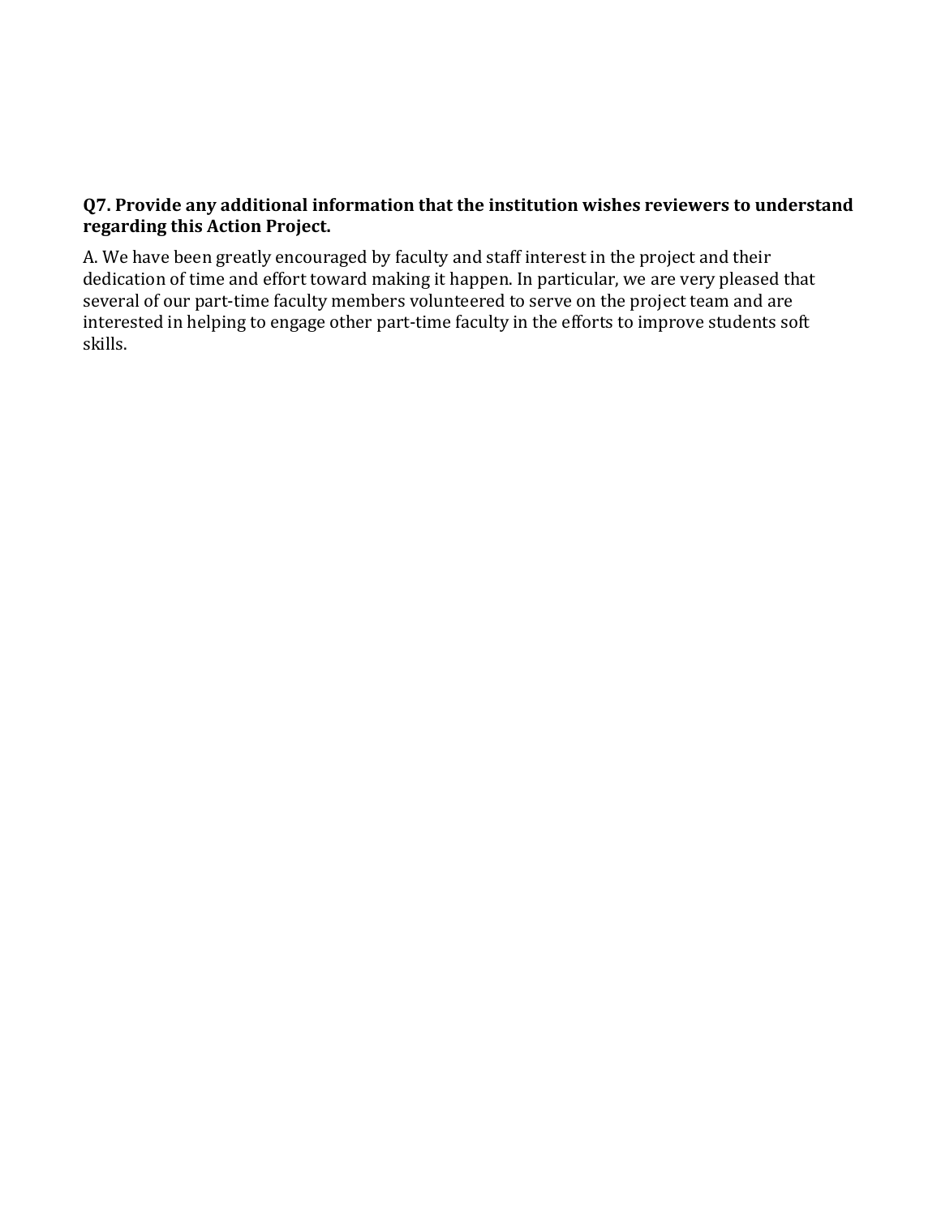**Q7. Provide any additional information that the institution wishes reviewers to understand regarding this Action Project.**

A. We have been greatly encouraged by faculty and staff interest in the project and their dedication of time and effort toward making it happen. In particular, we are very pleased that several of our part-time faculty members volunteered to serve on the project team and are interested in helping to engage other part-time faculty in the efforts to improve students soft skills.